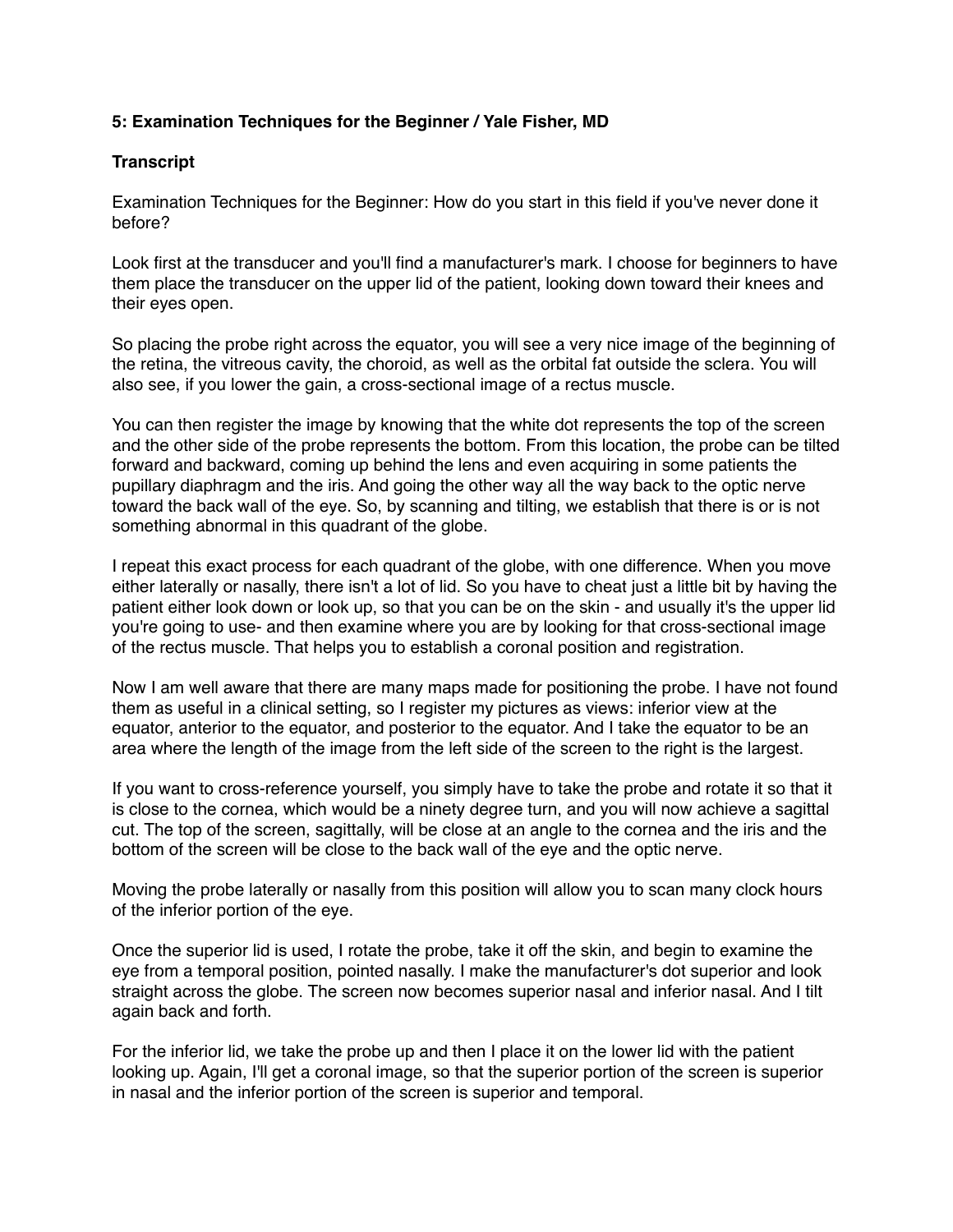**5: Examination Techniques for the Beginner / Yale Fisher, MD**

**Transcript**

Examination Techniques for the Beginner: How do you start in this field if you've never done it before?

Look first at the transducer and you'll find a manufacturer's mark. I choose for beginners to have them place the transducer on the upper lid of the patient, looking down toward their knees and their eyes open.

So placing the probe right across the equator, you will see a very nice image of the beginning of the retina, the vitreous cavity, the choroid, as well as the orbital fat outside the sclera. You will also see, if you lower the gain, a cross-sectional image of a rectus muscle.

You can then register the image by knowing that the white dot represents the top of the screen and the other side of the probe represents the bottom. From this location, the probe can be tilted forward and backward, coming up behind the lens and even acquiring in some patients the pupillary diaphragm and the iris. And going the other way all the way back to the optic nerve toward the back wall of the eye. So, by scanning and tilting, we establish that there is or is not something abnormal in this quadrant of the globe.

I repeat this exact process for each quadrant of the globe, with one difference. When you move either laterally or nasally, there isn't a lot of lid. So you have to cheat just a little bit by having the patient either look down or look up, so that you can be on the skin - and usually it's the upper lid you're going to use- and then examine where you are by looking for that cross-sectional image of the rectus muscle. That helps you to establish a coronal position and registration.

Now I am well aware that there are many maps made for positioning the probe. I have not found them as useful in a clinical setting, so I register my pictures as views: inferior view at the equator, anterior to the equator, and posterior to the equator. And I take the equator to be an area where the length of the image from the left side of the screen to the right is the largest.

If you want to cross-reference yourself, you simply have to take the probe and rotate it so that it is close to the cornea, which would be a ninety degree turn, and you will now achieve a sagittal cut. The top of the screen, sagittally, will be close at an angle to the cornea and the iris and the bottom of the screen will be close to the back wall of the eye and the optic nerve.

Moving the probe laterally or nasally from this position will allow you to scan many clock hours of the inferior portion of the eye.

Once the superior lid is used, I rotate the probe, take it off the skin, and begin to examine the eye from a temporal position, pointed nasally. I make the manufacturer's dot superior and look straight across the globe. The screen now becomes superior nasal and inferior nasal. And I tilt again back and forth.

For the inferior lid, we take the probe up and then I place it on the lower lid with the patient looking up. Again, I'll get a coronal image, so that the superior portion of the screen is superior in nasal and the inferior portion of the screen is superior and temporal.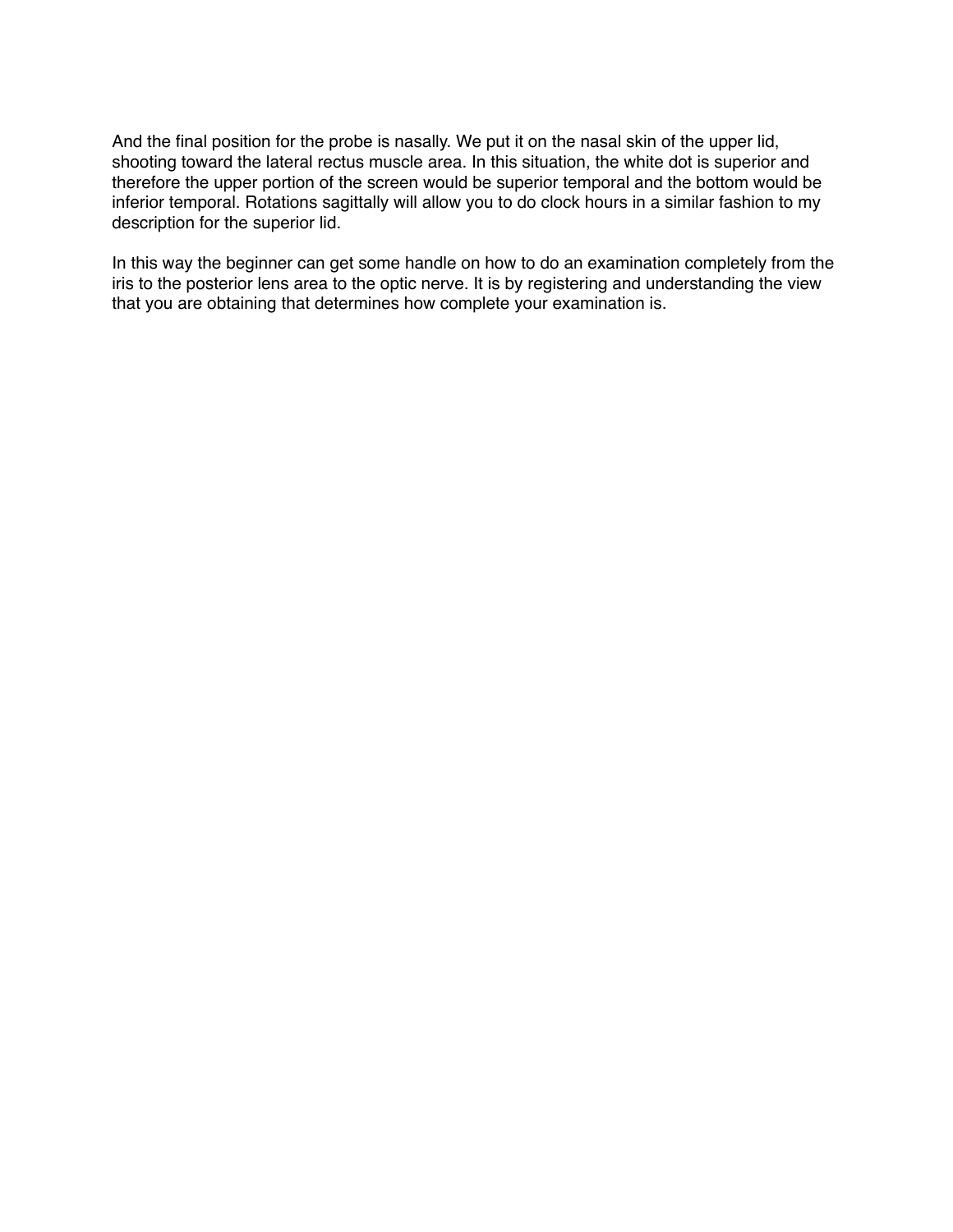And the final position for the probe is nasally. We put it on the nasal skin of the upper lid, shooting toward the lateral rectus muscle area. In this situation, the white dot is superior and therefore the upper portion of the screen would be superior temporal and the bottom would be inferior temporal. Rotations sagittally will allow you to do clock hours in a similar fashion to my description for the superior lid.

In this way the beginner can get some handle on how to do an examination completely from the iris to the posterior lens area to the optic nerve. It is by registering and understanding the view that you are obtaining that determines how complete your examination is.